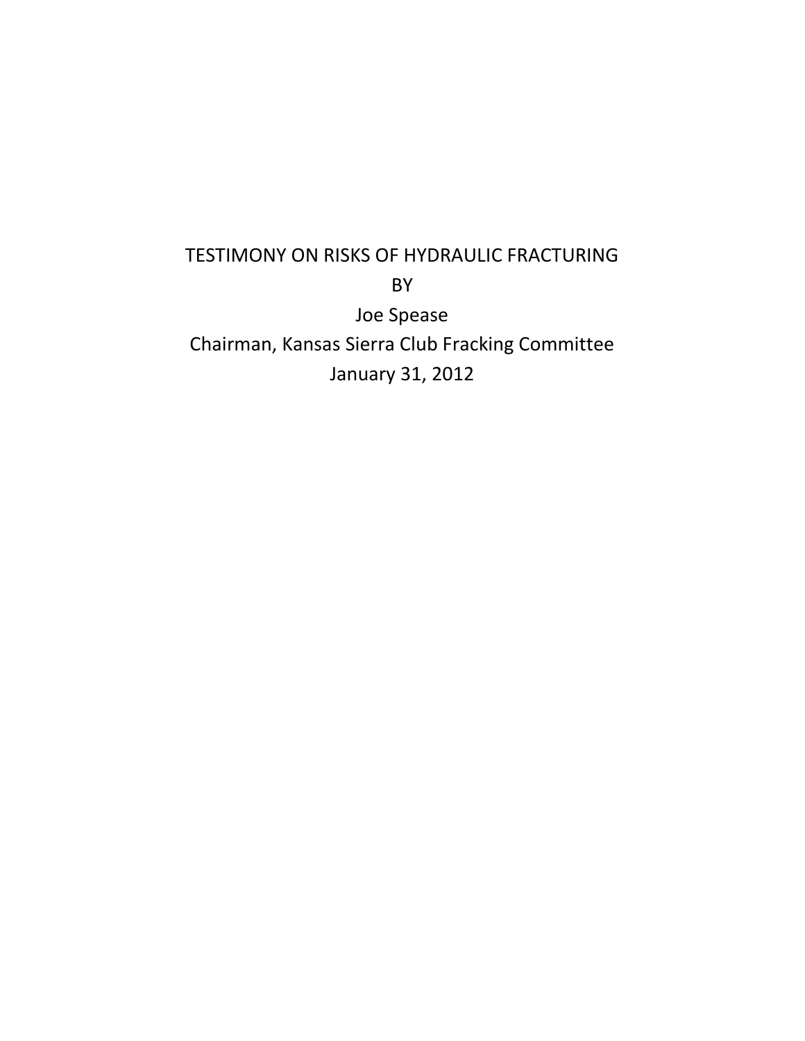# TESTIMONY ON RISKS OF HYDRAULIC FRACTURING

BY

Joe Spease

Chairman, Kansas Sierra Club Fracking Committee

January 31, 2012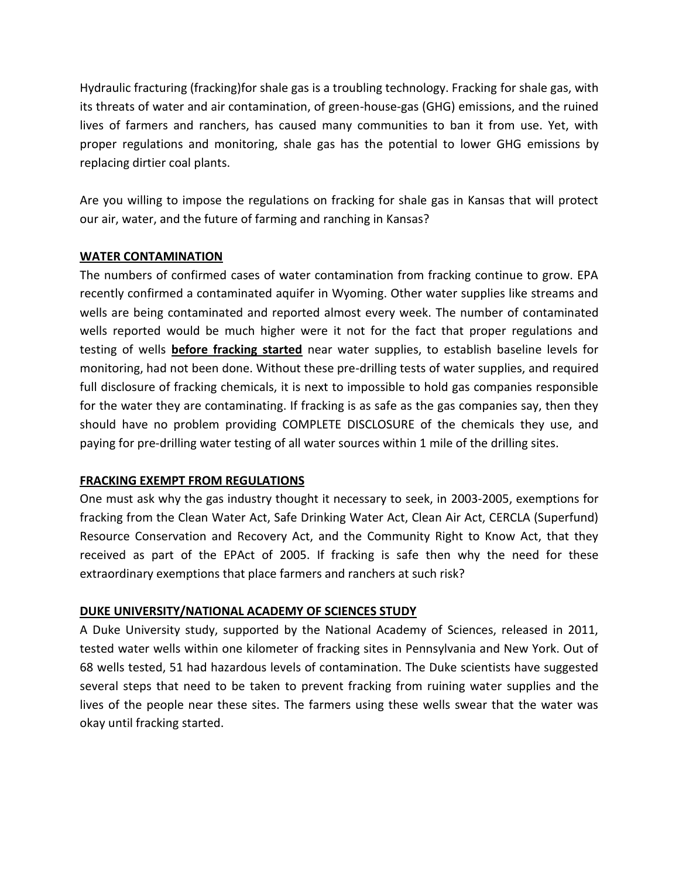Hydraulic fracturing (fracking)for shale gas is a troubling technology. Fracking for shale gas, with its threats of water and air contamination, of green-house-gas (GHG) emissions, and the ruined lives of farmers and ranchers, has caused many communities to ban it from use. Yet, with proper regulations and monitoring, shale gas has the potential to lower GHG emissions by replacing dirtier coal plants.

Are you willing to impose the regulations on fracking for shale gas in Kansas that will protect our air, water, and the future of farming and ranching in Kansas?

**WATER CONTAMINATION**

The numbers of confirmed cases of water contamination from fracking continue to grow. EPA recently confirmed a contaminated aquifer in Wyoming. Other water supplies like streams and wells are being contaminated and reported almost every week. The number of contaminated wells reported would be much higher were it not for the fact that proper regulations and testing of wells **before fracking started** near water supplies, to establish baseline levels for monitoring, had not been done. Without these pre-drilling tests of water supplies, and required full disclosure of fracking chemicals, it is next to impossible to hold gas companies responsible for the water they are contaminating. If fracking is as safe as the gas companies say, then they should have no problem providing COMPLETE DISCLOSURE of the chemicals they use, and paying for pre-drilling water testing of all water sources within 1 mile of the drilling sites.

**FRACKING EXEMPT FROM REGULATIONS**

One must ask why the gas industry thought it necessary to seek, in 2003-2005, exemptions for fracking from the Clean Water Act, Safe Drinking Water Act, Clean Air Act, CERCLA (Superfund) Resource Conservation and Recovery Act, and the Community Right to Know Act, that they received as part of the EPAct of 2005. If fracking is safe then why the need for these extraordinary exemptions that place farmers and ranchers at such risk?

**DUKE UNIVERSITY/NATIONAL ACADEMY OF SCIENCES STUDY**

A Duke University study, supported by the National Academy of Sciences, released in 2011, tested water wells within one kilometer of fracking sites in Pennsylvania and New York. Out of 68 wells tested, 51 had hazardous levels of contamination. The Duke scientists have suggested several steps that need to be taken to prevent fracking from ruining water supplies and the lives of the people near these sites. The farmers using these wells swear that the water was okay until fracking started.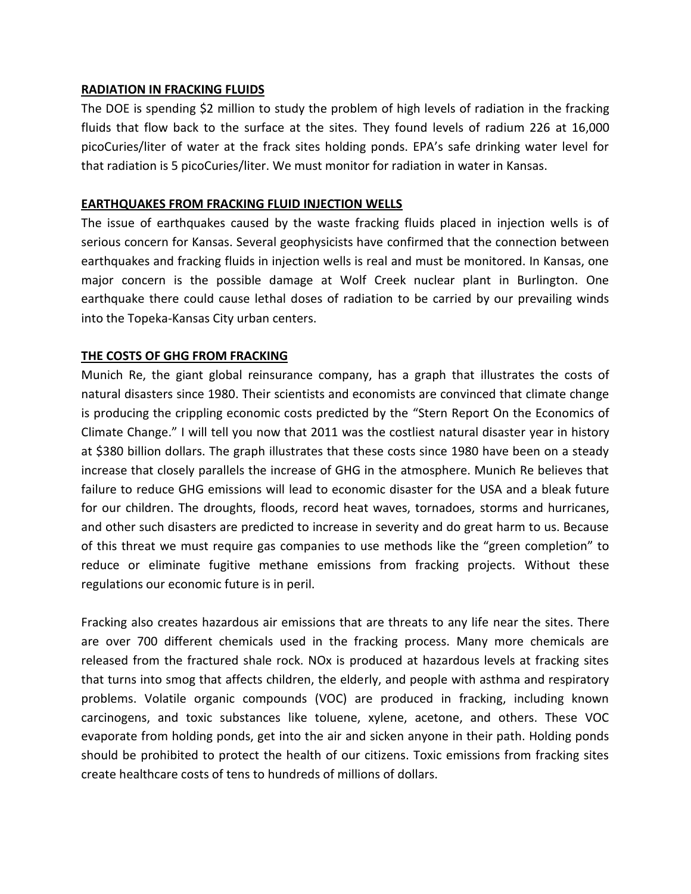**RADIATION IN FRACKING FLUIDS**

The DOE is spending $2 million to study the problem of high levels of radiation in the fracking fluids that flow back to the surface at the sites. They found levels of radium 226 at 16,000 picoCuries/liter of water at the frack sites holding ponds. EPA's safe drinking water level for that radiation is 5 picoCuries/liter. We must monitor for radiation in water in Kansas.

**EARTHQUAKES FROM FRACKING FLUID INJECTION WELLS**

The issue of earthquakes caused by the waste fracking fluids placed in injection wells is of serious concern for Kansas. Several geophysicists have confirmed that the connection between earthquakes and fracking fluids in injection wells is real and must be monitored. In Kansas, one major concern is the possible damage at Wolf Creek nuclear plant in Burlington. One earthquake there could cause lethal doses of radiation to be carried by our prevailing winds into the Topeka-Kansas City urban centers.

**THE COSTS OF GHG FROM FRACKING**

Munich Re, the giant global reinsurance company, has a graph that illustrates the costs of natural disasters since 1980. Their scientists and economists are convinced that climate change is producing the crippling economic costs predicted by the "Stern Report On the Economics of Climate Change." I will tell you now that 2011 was the costliest natural disaster year in history at $380 billion dollars. The graph illustrates that these costs since 1980 have been on a steady increase that closely parallels the increase of GHG in the atmosphere. Munich Re believes that failure to reduce GHG emissions will lead to economic disaster for the USA and a bleak future for our children. The droughts, floods, record heat waves, tornadoes, storms and hurricanes, and other such disasters are predicted to increase in severity and do great harm to us. Because of this threat we must require gas companies to use methods like the "green completion" to reduce or eliminate fugitive methane emissions from fracking projects. Without these regulations our economic future is in peril.

Fracking also creates hazardous air emissions that are threats to any life near the sites. There are over 700 different chemicals used in the fracking process. Many more chemicals are released from the fractured shale rock. $NO_x$ is produced at hazardous levels at fracking sites that turns into smog that affects children, the elderly, and people with asthma and respiratory problems. Volatile organic compounds (VOC) are produced in fracking, including known carcinogens, and toxic substances like toluene, xylene, acetone, and others. These VOC evaporate from holding ponds, get into the air and sicken anyone in their path. Holding ponds should be prohibited to protect the health of our citizens. Toxic emissions from fracking sites create healthcare costs of tens to hundreds of millions of dollars.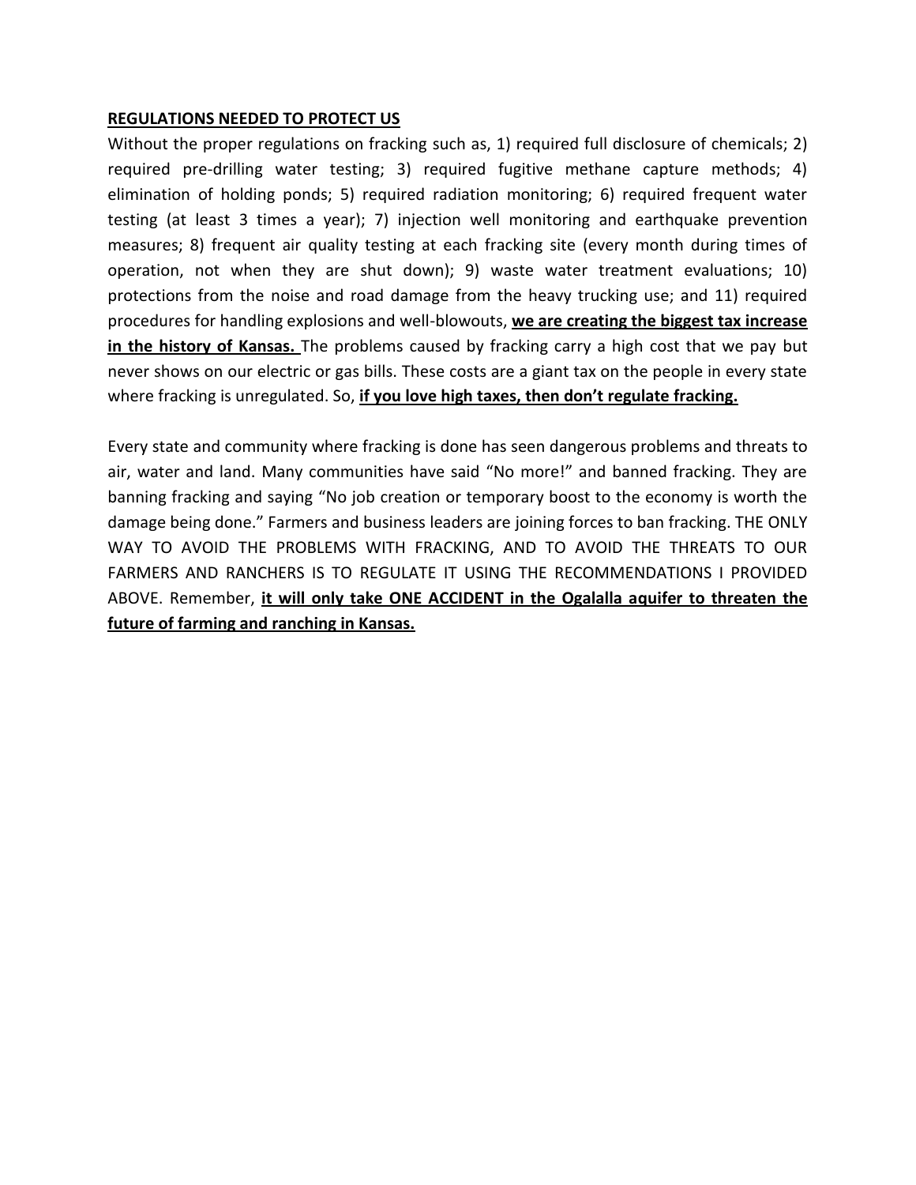**REGULATIONS NEEDED TO PROTECT US**

Without the proper regulations on fracking such as, 1) required full disclosure of chemicals; 2) required pre-drilling water testing; 3) required fugitive methane capture methods; 4) elimination of holding ponds; 5) required radiation monitoring; 6) required frequent water testing (at least 3 times a year); 7) injection well monitoring and earthquake prevention measures; 8) frequent air quality testing at each fracking site (every month during times of operation, not when they are shut down); 9) waste water treatment evaluations; 10) protections from the noise and road damage from the heavy trucking use; and 11) required procedures for handling explosions and well-blowouts, **we are creating the biggest tax increase in the history of Kansas.** The problems caused by fracking carry a high cost that we pay but never shows on our electric or gas bills. These costs are a giant tax on the people in every state where fracking is unregulated. So, **if you love high taxes, then don't regulate fracking.**

Every state and community where fracking is done has seen dangerous problems and threats to air, water and land. Many communities have said "No more!" and banned fracking. They are banning fracking and saying "No job creation or temporary boost to the economy is worth the damage being done." Farmers and business leaders are joining forces to ban fracking. THE ONLY WAY TO AVOID THE PROBLEMS WITH FRACKING, AND TO AVOID THE THREATS TO OUR FARMERS AND RANCHERS IS TO REGULATE IT USING THE RECOMMENDATIONS I PROVIDED ABOVE. Remember, **it will only take ONE ACCIDENT in the Ogalalla aquifer to threaten the future of farming and ranching in Kansas.**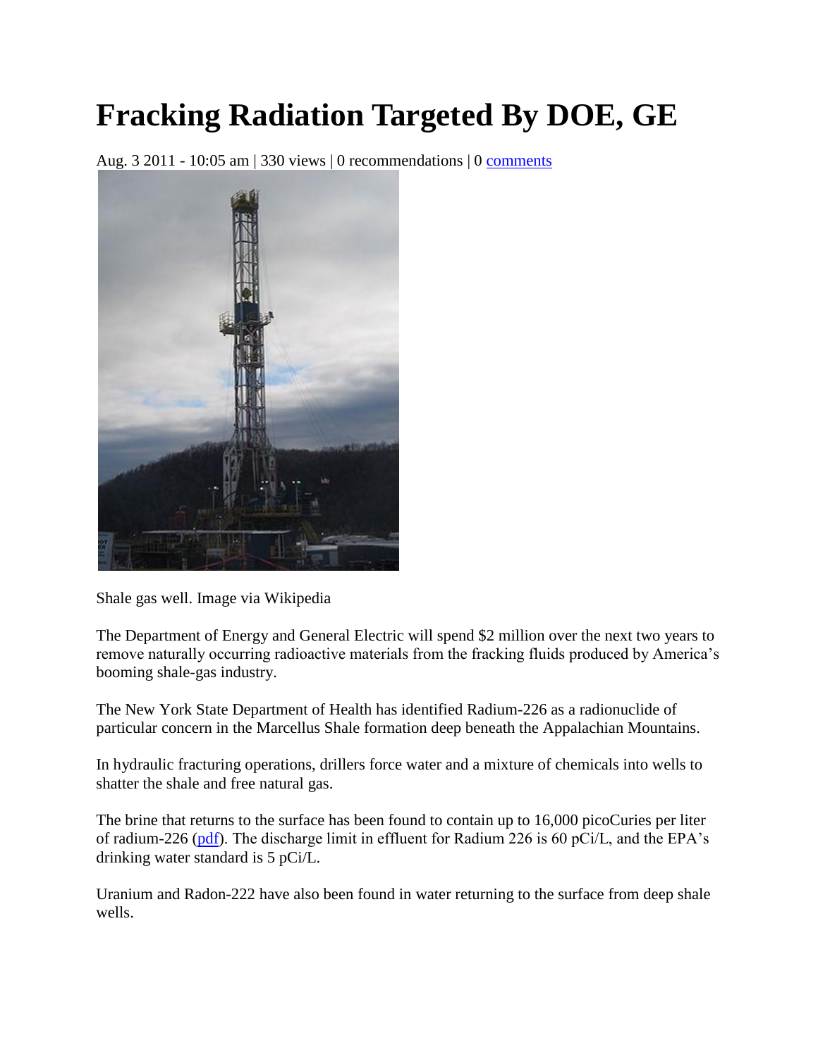# Fracking Radiation Targeted By DOE, GE

Aug. 3 2011 - 10:05 am | 330 views | 0 recommendations | 0 comments

Shale gas well. Image via Wikipedia

The Department of Energy and General Electric will spend $2 million over the next two years to remove naturally occurring radioactive materials from the fracking fluids produced by America's booming shale-gas industry.

The New York State Department of Health has identified Radium-226 as a radionuclide of particular concern in the Marcellus Shale formation deep beneath the Appalachian Mountains.

In hydraulic fracturing operations, drillers force water and a mixture of chemicals into wells to shatter the shale and free natural gas.

The brine that returns to the surface has been found to contain up to 16,000 picoCuries per liter of radium-226 (pdf). The discharge limit in effluent for Radium 226 is 60 pCi/L, and the EPA's drinking water standard is 5 pCi/L.

Uranium and Radon-222 have also been found in water returning to the surface from deep shale wells.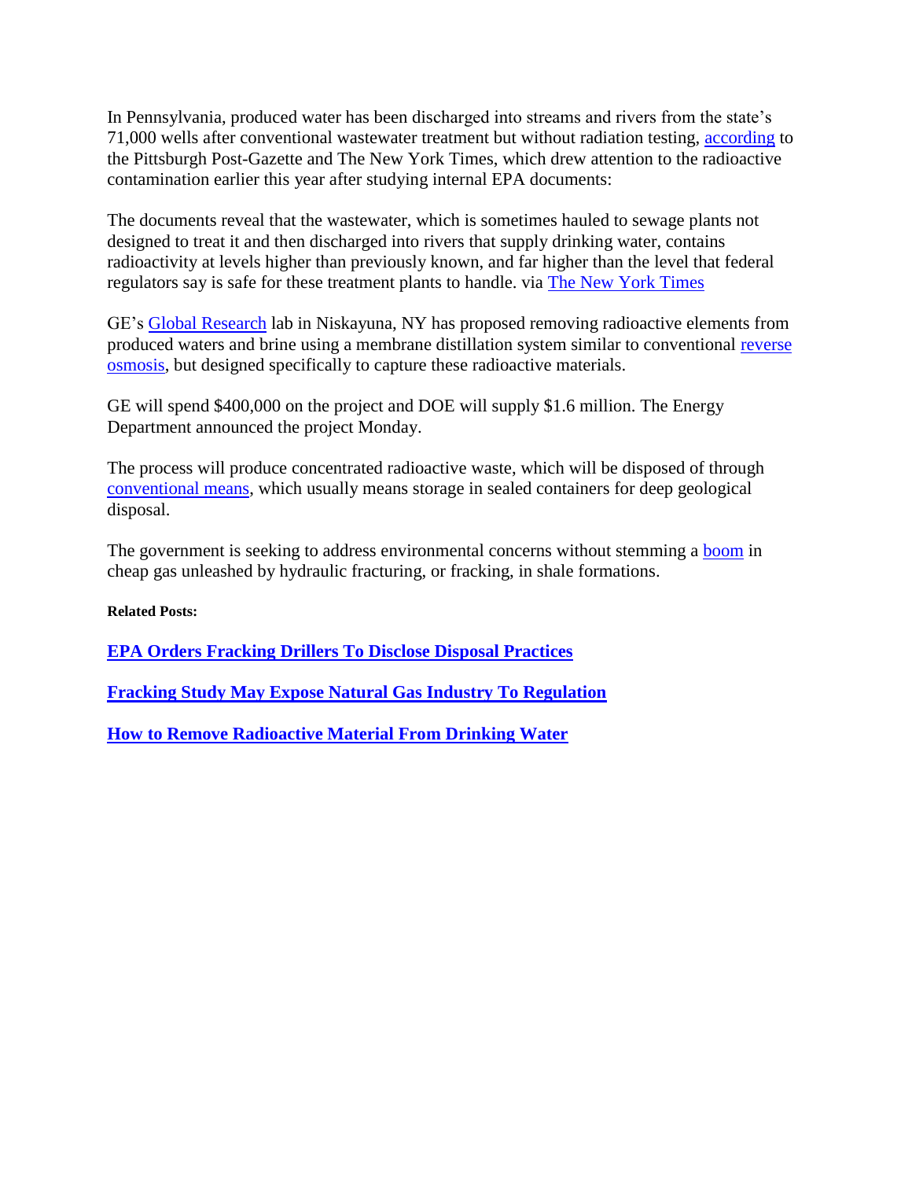In Pennsylvania, produced water has been discharged into streams and rivers from the state's 71,000 wells after conventional wastewater treatment but without radiation testing, according to the Pittsburgh Post-Gazette and The New York Times, which drew attention to the radioactive contamination earlier this year after studying internal EPA documents:

The documents reveal that the wastewater, which is sometimes hauled to sewage plants not designed to treat it and then discharged into rivers that supply drinking water, contains radioactivity at levels higher than previously known, and far higher than the level that federal regulators say is safe for these treatment plants to handle. via The New York Times

GE's Global Research lab in Niskayuna, NY has proposed removing radioactive elements from produced waters and brine using a membrane distillation system similar to conventional reverse osmosis, but designed specifically to capture these radioactive materials.

GE will spend $400,000 on the project and DOE will supply $1.6 million. The Energy Department announced the project Monday.

The process will produce concentrated radioactive waste, which will be disposed of through conventional means, which usually means storage in sealed containers for deep geological disposal.

The government is seeking to address environmental concerns without stemming a boom in cheap gas unleashed by hydraulic fracturing, or fracking, in shale formations.

**Related Posts:**

**EPA Orders Fracking Drillers To Disclose Disposal Practices**

**Fracking Study May Expose Natural Gas Industry To Regulation**

**How to Remove Radioactive Material From Drinking Water**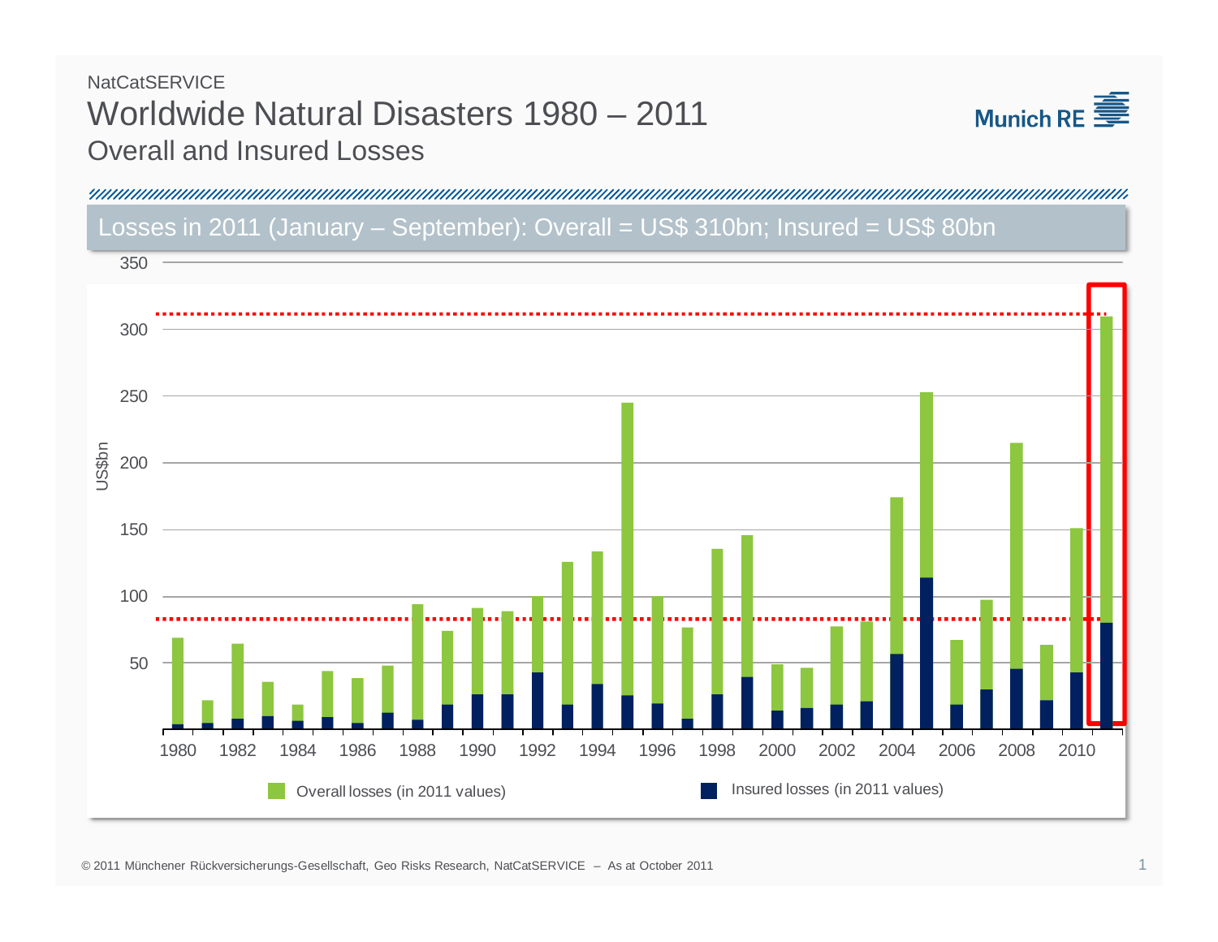NatCatSERVICE

# Worldwide Natural Disasters 1980 – 2011

## Overall and Insured Losses

Losses in 2011 (January – September): Overall = US$ 310bn; Insured = US$ 80bn

US$bn

350, 300, 250, 200, 150, 100, 50

1980, 1982, 1984, 1986, 1988, 1990, 1992, 1994, 1996, 1998, 2000, 2002, 2004, 2006, 2008, 2010

Overall losses (in 2011 values)

Insured losses (in 2011 values)

© 2011 Münchener Rückversicherungs-Gesellschaft, Geo Risks Research, NatCatSERVICE – As at October 2011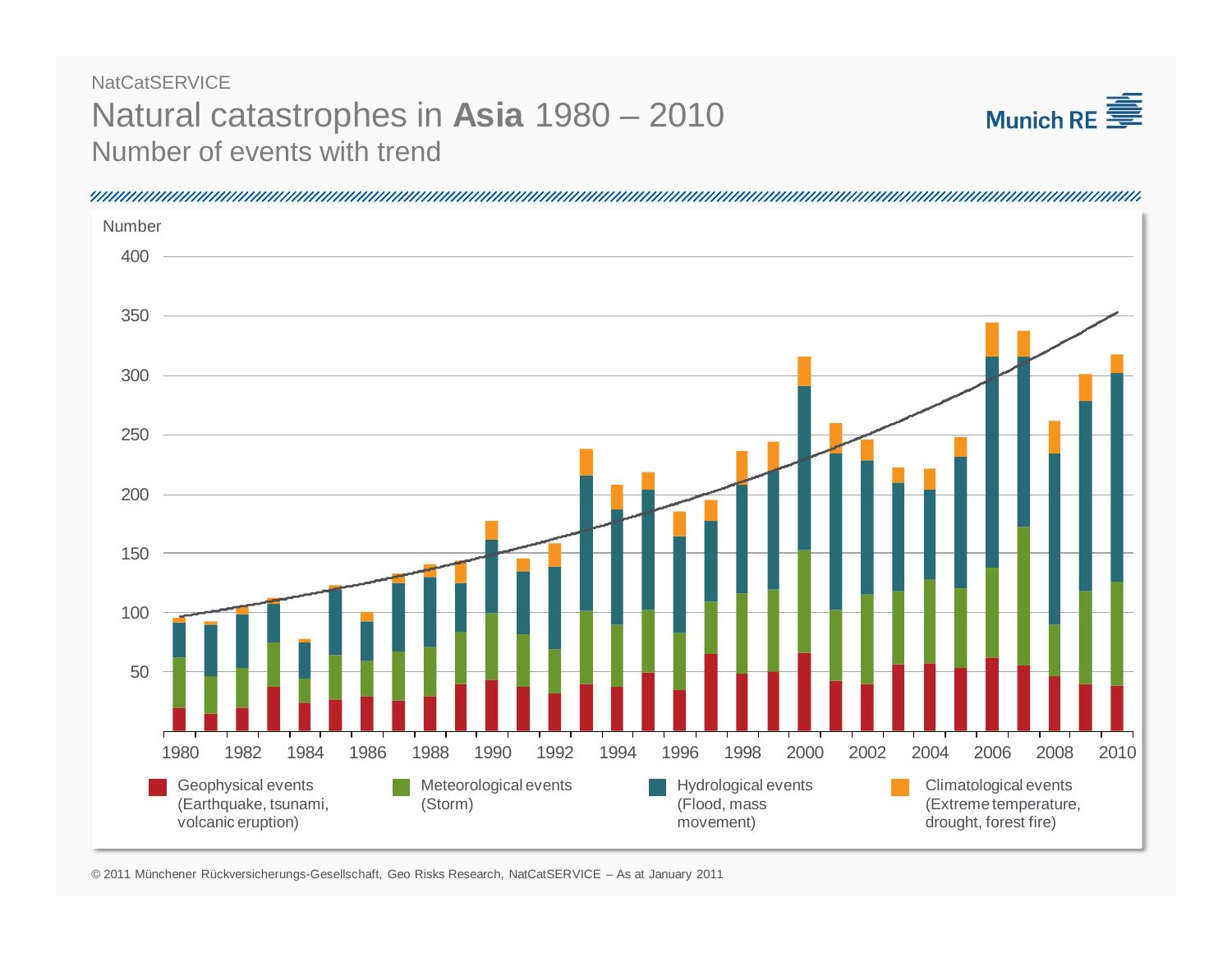NatCatSERVICE

# Natural catastrophes in **Asia** 1980 – 2010

## Number of events with trend

Number

400

350

300

250

200

150

100

50

1980 1982 1984 1986 1988 1990 1992 1994 1996 1998 2000 2002 2004 2006 2008 2010

- Geophysical events (Earthquake, tsunami, volcanic eruption)
- Meteorological events (Storm)
- Hydrological events (Flood, mass movement)
- Climatological events (Extreme temperature, drought, forest fire)

© 2011 Münchener Rückversicherungs-Gesellschaft, Geo Risks Research, NatCatSERVICE – As at January 2011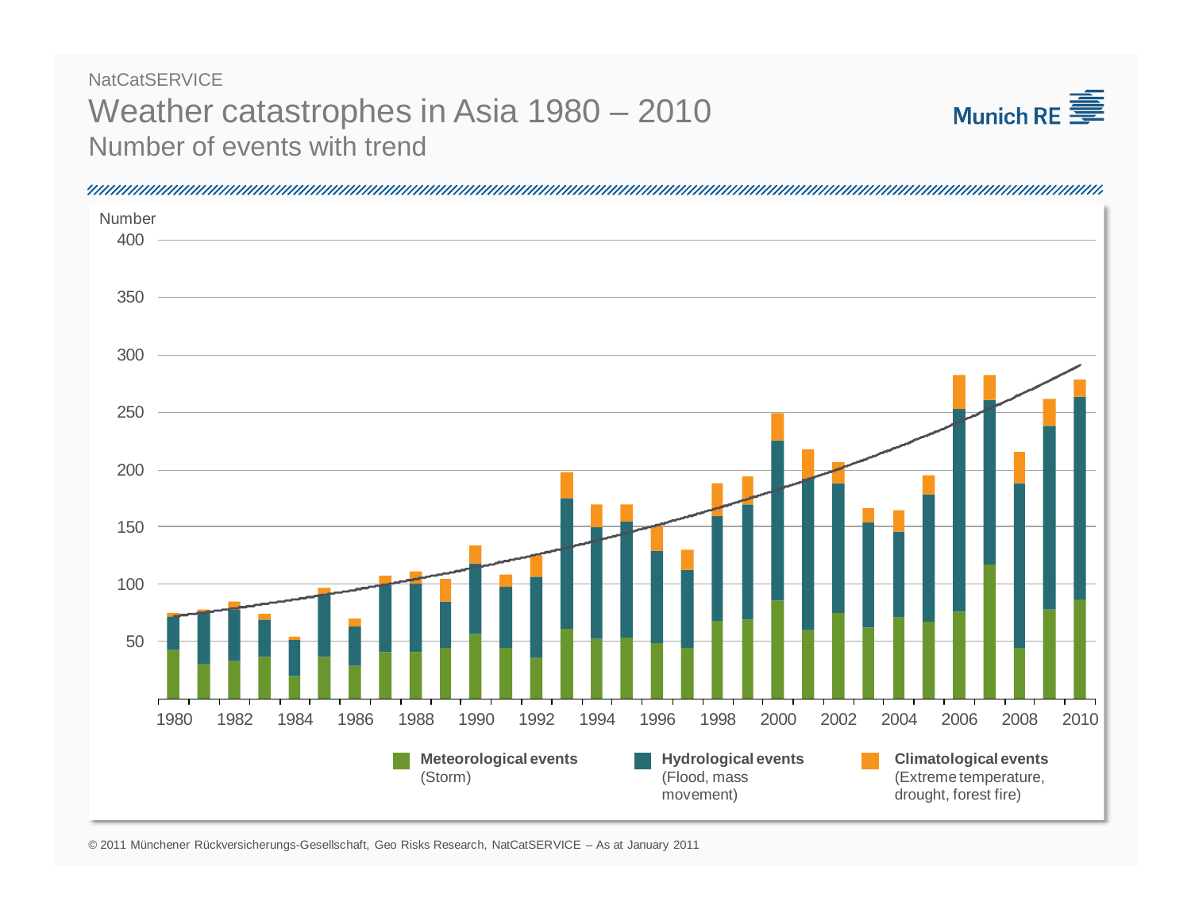NatCatSERVICE

# Weather catastrophes in Asia 1980 – 2010

## Number of events with trend

Number

400

350

300

250

200

150

100

50

1980 1982 1984 1986 1988 1990 1992 1994 1996 1998 2000 2002 2004 2006 2008 2010

**Meteorological events** (Storm)

**Hydrological events** (Flood, mass movement)

**Climatological events** (Extreme temperature, drought, forest fire)

© 2011 Münchener Rückversicherungs-Gesellschaft, Geo Risks Research, NatCatSERVICE – As at January 2011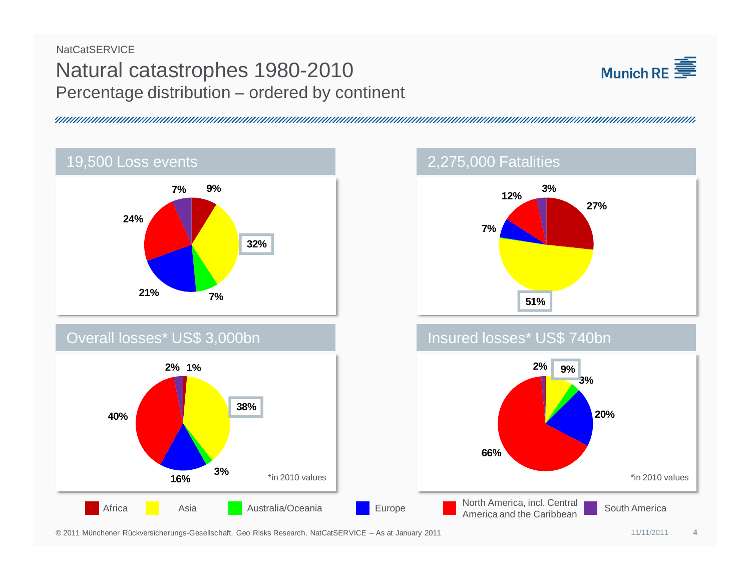NatCatSERVICE

# Natural catastrophes 1980-2010

## Percentage distribution – ordered by continent

### 19,500 Loss events

| Continent | Share |
|---|---|
| Africa | 9% |
| Asia | 32% |
| Australia/Oceania | 7% |
| Europe | 21% |
| North America, incl. Central America and the Caribbean | 24% |
| South America | 7% |

### 2,275,000 Fatalities

| Continent | Share |
|---|---|
| Africa | 27% |
| Asia | 51% |
| Europe | 7% |
| North America, incl. Central America and the Caribbean | 12% |
| South America | 3% |

### Overall losses* US$ 3,000bn

| Continent | Share |
|---|---|
| Africa | 1% |
| Asia | 38% |
| Australia/Oceania | 3% |
| Europe | 16% |
| North America, incl. Central America and the Caribbean | 40% |
| South America | 2% |

*in 2010 values

### Insured losses* US$ 740bn

| Continent | Share |
|---|---|
| Asia | 9% |
| Australia/Oceania | 3% |
| Europe | 20% |
| North America, incl. Central America and the Caribbean | 66% |
| South America | 2% |

*in 2010 values

Legend: Africa, Asia, Australia/Oceania, Europe, North America, incl. Central America and the Caribbean, South America

© 2011 Münchener Rückversicherungs-Gesellschaft, Geo Risks Research, NatCatSERVICE – As at January 2011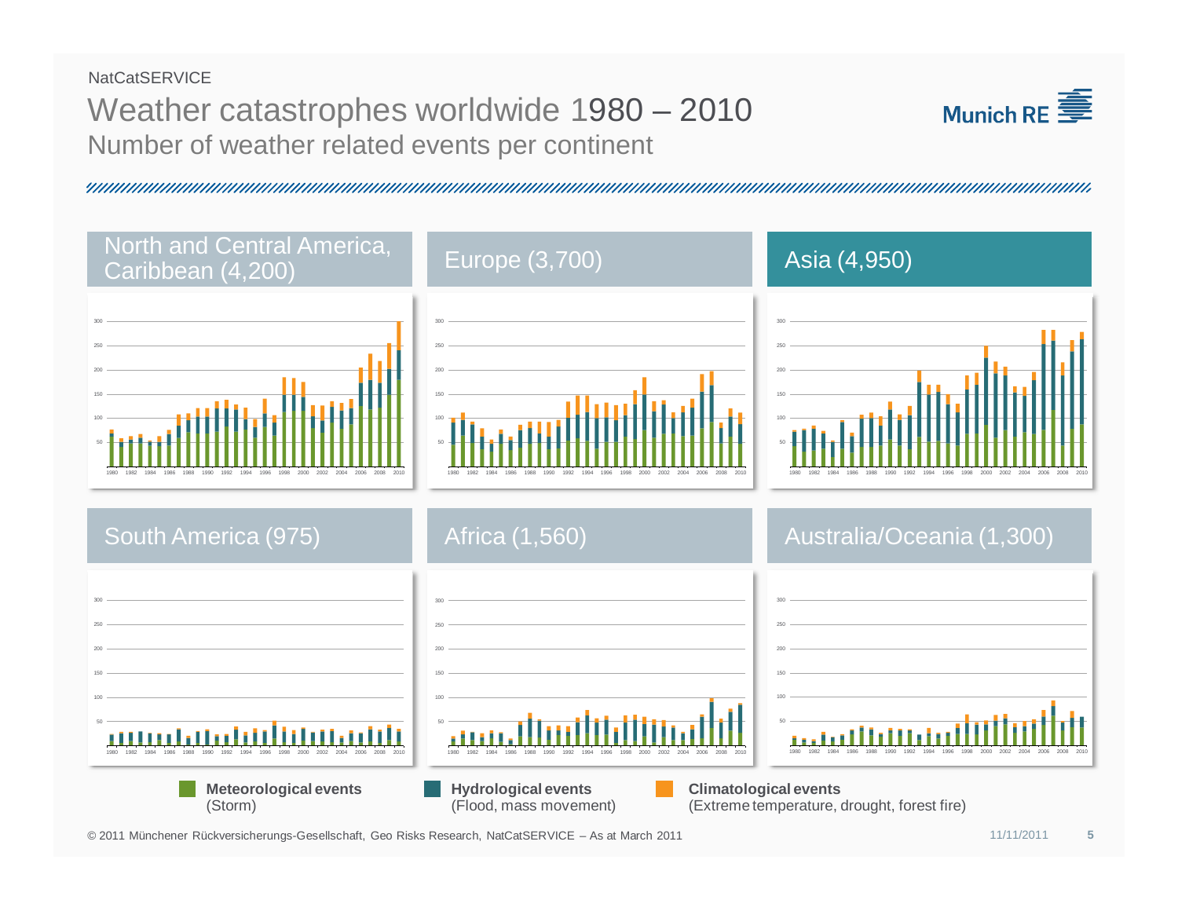NatCatSERVICE

# Weather catastrophes worldwide 1980 – 2010

Number of weather related events per continent

## North and Central America, Caribbean (4,200)

300
250
200
150
100
50
1980 1982 1984 1986 1988 1990 1992 1994 1996 1998 2000 2002 2004 2006 2008 2010

## Europe (3,700)

300
250
200
150
100
50
1980 1982 1984 1986 1988 1990 1992 1994 1996 1998 2000 2002 2004 2006 2008 2010

## Asia (4,950)

300
250
200
150
100
50
1980 1982 1984 1986 1988 1990 1992 1994 1996 1998 2000 2002 2004 2006 2008 2010

## South America (975)

300
250
200
150
100
50
1980 1982 1984 1986 1988 1990 1992 1994 1996 1998 2000 2002 2004 2006 2008 2010

## Africa (1,560)

300
250
200
150
100
50
1980 1982 1984 1986 1988 1990 1992 1994 1996 1998 2000 2002 2004 2006 2008 2010

## Australia/Oceania (1,300)

300
250
200
150
100
50
1980 1982 1984 1986 1988 1990 1992 1994 1996 1998 2000 2002 2004 2006 2008 2010

**Meteorological events** (Storm)
**Hydrological events** (Flood, mass movement)
**Climatological events** (Extreme temperature, drought, forest fire)

© 2011 Münchener Rückversicherungs-Gesellschaft, Geo Risks Research, NatCatSERVICE – As at March 2011